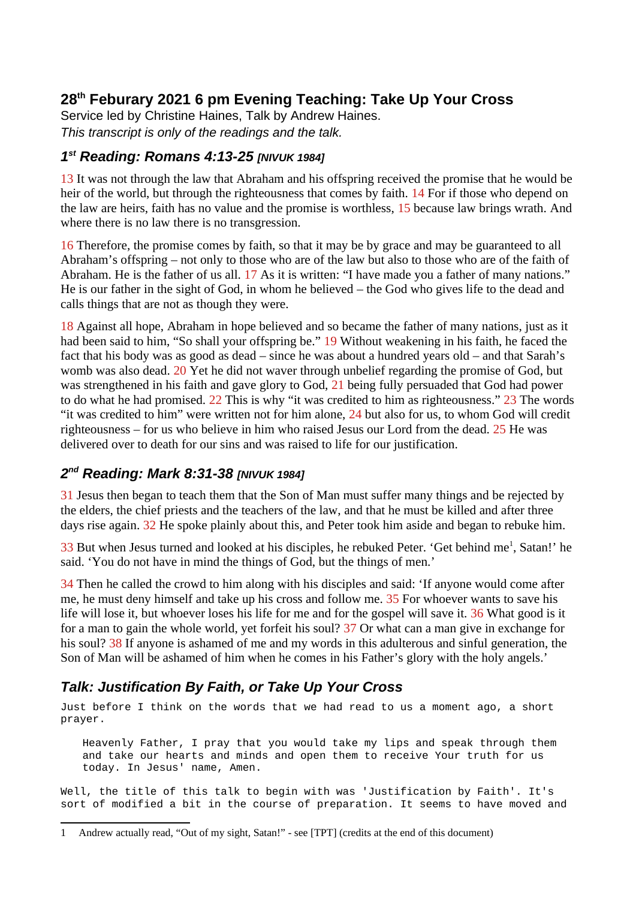## 28th Feburary 2021 6 pm Evening Teaching: Take Up Your Cross

Service led by Christine Haines, Talk by Andrew Haines.

*This transcript is only of the readings and the talk.*

### *1st Reading: Romans 4:13-25 [NIVUK 1984]*

13 It was not through the law that Abraham and his offspring received the promise that he would be heir of the world, but through the righteousness that comes by faith. 14 For if those who depend on the law are heirs, faith has no value and the promise is worthless, 15 because law brings wrath. And where there is no law there is no transgression.

16 Therefore, the promise comes by faith, so that it may be by grace and may be guaranteed to all Abraham's offspring – not only to those who are of the law but also to those who are of the faith of Abraham. He is the father of us all. 17 As it is written: "I have made you a father of many nations." He is our father in the sight of God, in whom he believed – the God who gives life to the dead and calls things that are not as though they were.

18 Against all hope, Abraham in hope believed and so became the father of many nations, just as it had been said to him, "So shall your offspring be." 19 Without weakening in his faith, he faced the fact that his body was as good as dead – since he was about a hundred years old – and that Sarah's womb was also dead. 20 Yet he did not waver through unbelief regarding the promise of God, but was strengthened in his faith and gave glory to God, 21 being fully persuaded that God had power to do what he had promised. 22 This is why "it was credited to him as righteousness." 23 The words "it was credited to him" were written not for him alone, 24 but also for us, to whom God will credit righteousness – for us who believe in him who raised Jesus our Lord from the dead. 25 He was delivered over to death for our sins and was raised to life for our justification.

### *2nd Reading: Mark 8:31-38 [NIVUK 1984]*

31 Jesus then began to teach them that the Son of Man must suffer many things and be rejected by the elders, the chief priests and the teachers of the law, and that he must be killed and after three days rise again. 32 He spoke plainly about this, and Peter took him aside and began to rebuke him.

33 But when Jesus turned and looked at his disciples, he rebuked Peter. 'Get behind me[1], Satan!' he said. 'You do not have in mind the things of God, but the things of men.'

34 Then he called the crowd to him along with his disciples and said: 'If anyone would come after me, he must deny himself and take up his cross and follow me. 35 For whoever wants to save his life will lose it, but whoever loses his life for me and for the gospel will save it. 36 What good is it for a man to gain the whole world, yet forfeit his soul? 37 Or what can a man give in exchange for his soul? 38 If anyone is ashamed of me and my words in this adulterous and sinful generation, the Son of Man will be ashamed of him when he comes in his Father's glory with the holy angels.'

### *Talk: Justification By Faith, or Take Up Your Cross*

Just before I think on the words that we had read to us a moment ago, a short prayer.

> Heavenly Father, I pray that you would take my lips and speak through them and take our hearts and minds and open them to receive Your truth for us today. In Jesus' name, Amen.

Well, the title of this talk to begin with was 'Justification by Faith'. It's sort of modified a bit in the course of preparation. It seems to have moved and

---

1 Andrew actually read, "Out of my sight, Satan!" - see [TPT] (credits at the end of this document)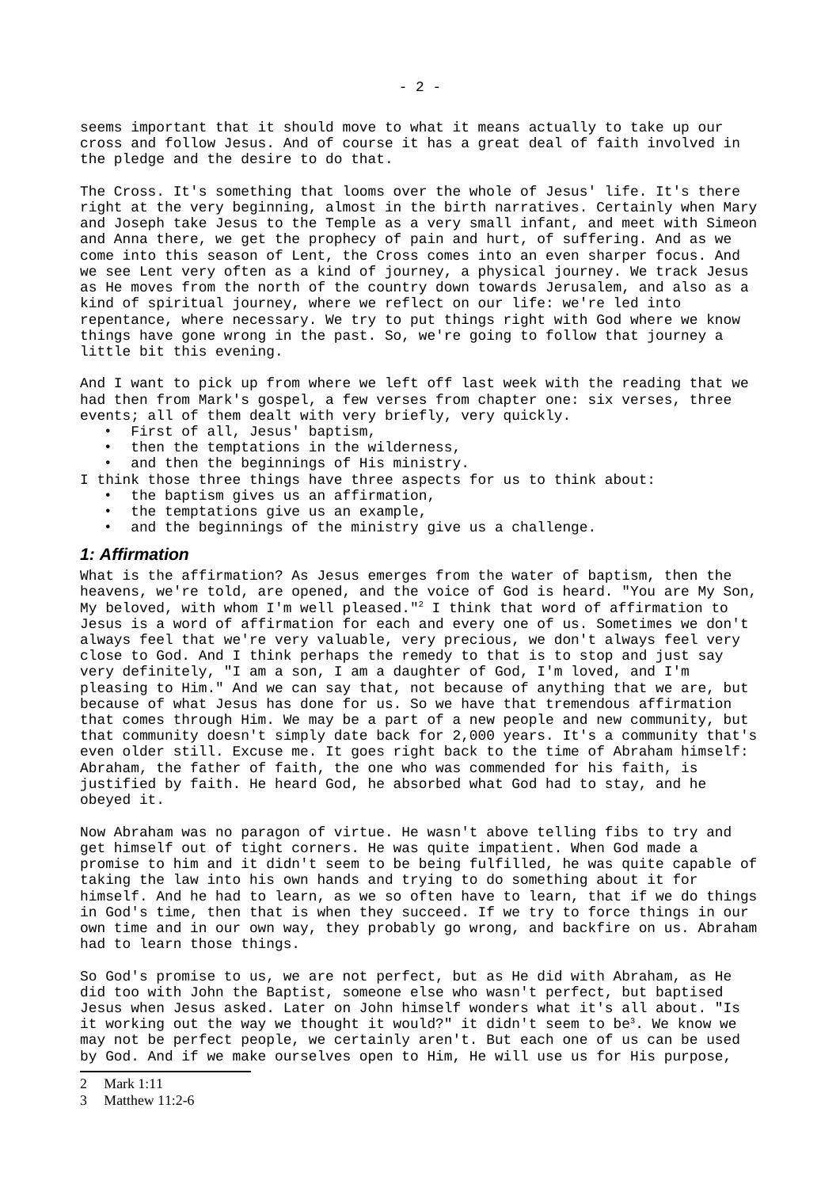seems important that it should move to what it means actually to take up our cross and follow Jesus. And of course it has a great deal of faith involved in the pledge and the desire to do that.

The Cross. It's something that looms over the whole of Jesus' life. It's there right at the very beginning, almost in the birth narratives. Certainly when Mary and Joseph take Jesus to the Temple as a very small infant, and meet with Simeon and Anna there, we get the prophecy of pain and hurt, of suffering. And as we come into this season of Lent, the Cross comes into an even sharper focus. And we see Lent very often as a kind of journey, a physical journey. We track Jesus as He moves from the north of the country down towards Jerusalem, and also as a kind of spiritual journey, where we reflect on our life: we're led into repentance, where necessary. We try to put things right with God where we know things have gone wrong in the past. So, we're going to follow that journey a little bit this evening.

And I want to pick up from where we left off last week with the reading that we had then from Mark's gospel, a few verses from chapter one: six verses, three events; all of them dealt with very briefly, very quickly.

- First of all, Jesus' baptism,
- then the temptations in the wilderness,
- and then the beginnings of His ministry.

I think those three things have three aspects for us to think about:

- the baptism gives us an affirmation,
- the temptations give us an example,
- and the beginnings of the ministry give us a challenge.

### *1: Affirmation*

What is the affirmation? As Jesus emerges from the water of baptism, then the heavens, we're told, are opened, and the voice of God is heard. "You are My Son, My beloved, with whom I'm well pleased."[2] I think that word of affirmation to Jesus is a word of affirmation for each and every one of us. Sometimes we don't always feel that we're very valuable, very precious, we don't always feel very close to God. And I think perhaps the remedy to that is to stop and just say very definitely, "I am a son, I am a daughter of God, I'm loved, and I'm pleasing to Him." And we can say that, not because of anything that we are, but because of what Jesus has done for us. So we have that tremendous affirmation that comes through Him. We may be a part of a new people and new community, but that community doesn't simply date back for 2,000 years. It's a community that's even older still. Excuse me. It goes right back to the time of Abraham himself: Abraham, the father of faith, the one who was commended for his faith, is justified by faith. He heard God, he absorbed what God had to stay, and he obeyed it.

Now Abraham was no paragon of virtue. He wasn't above telling fibs to try and get himself out of tight corners. He was quite impatient. When God made a promise to him and it didn't seem to be being fulfilled, he was quite capable of taking the law into his own hands and trying to do something about it for himself. And he had to learn, as we so often have to learn, that if we do things in God's time, then that is when they succeed. If we try to force things in our own time and in our own way, they probably go wrong, and backfire on us. Abraham had to learn those things.

So God's promise to us, we are not perfect, but as He did with Abraham, as He did too with John the Baptist, someone else who wasn't perfect, but baptised Jesus when Jesus asked. Later on John himself wonders what it's all about. "Is it working out the way we thought it would?" it didn't seem to be[3]. We know we may not be perfect people, we certainly aren't. But each one of us can be used by God. And if we make ourselves open to Him, He will use us for His purpose,

---

2 Mark 1:11

3 Matthew 11:2-6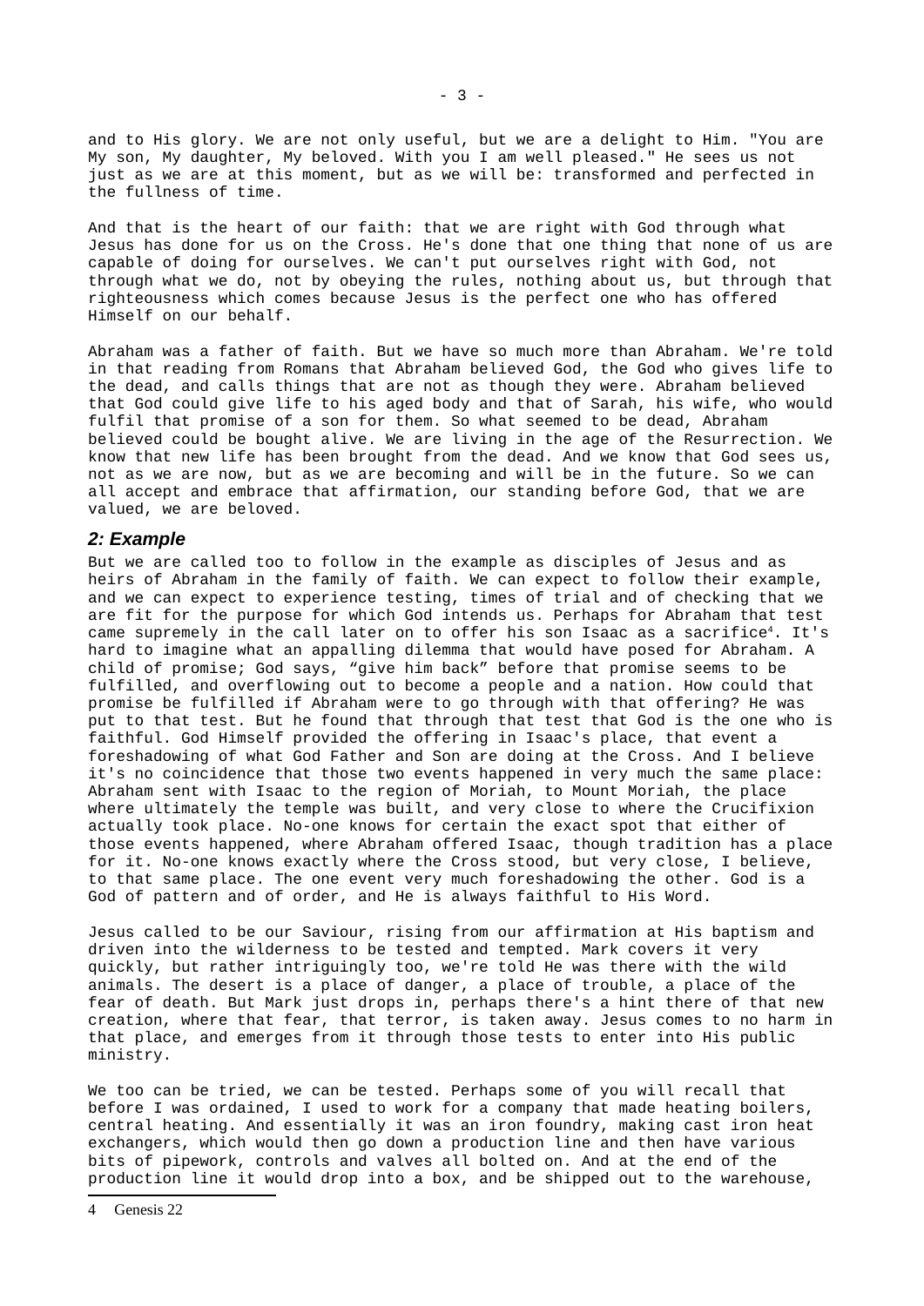and to His glory. We are not only useful, but we are a delight to Him. "You are My son, My daughter, My beloved. With you I am well pleased." He sees us not just as we are at this moment, but as we will be: transformed and perfected in the fullness of time.

And that is the heart of our faith: that we are right with God through what Jesus has done for us on the Cross. He's done that one thing that none of us are capable of doing for ourselves. We can't put ourselves right with God, not through what we do, not by obeying the rules, nothing about us, but through that righteousness which comes because Jesus is the perfect one who has offered Himself on our behalf.

Abraham was a father of faith. But we have so much more than Abraham. We're told in that reading from Romans that Abraham believed God, the God who gives life to the dead, and calls things that are not as though they were. Abraham believed that God could give life to his aged body and that of Sarah, his wife, who would fulfil that promise of a son for them. So what seemed to be dead, Abraham believed could be bought alive. We are living in the age of the Resurrection. We know that new life has been brought from the dead. And we know that God sees us, not as we are now, but as we are becoming and will be in the future. So we can all accept and embrace that affirmation, our standing before God, that we are valued, we are beloved.

## *2: Example*

But we are called too to follow in the example as disciples of Jesus and as heirs of Abraham in the family of faith. We can expect to follow their example, and we can expect to experience testing, times of trial and of checking that we are fit for the purpose for which God intends us. Perhaps for Abraham that test came supremely in the call later on to offer his son Isaac as a sacrifice[4]. It's hard to imagine what an appalling dilemma that would have posed for Abraham. A child of promise; God says, “give him back” before that promise seems to be fulfilled, and overflowing out to become a people and a nation. How could that promise be fulfilled if Abraham were to go through with that offering? He was put to that test. But he found that through that test that God is the one who is faithful. God Himself provided the offering in Isaac's place, that event a foreshadowing of what God Father and Son are doing at the Cross. And I believe it's no coincidence that those two events happened in very much the same place: Abraham sent with Isaac to the region of Moriah, to Mount Moriah, the place where ultimately the temple was built, and very close to where the Crucifixion actually took place. No-one knows for certain the exact spot that either of those events happened, where Abraham offered Isaac, though tradition has a place for it. No-one knows exactly where the Cross stood, but very close, I believe, to that same place. The one event very much foreshadowing the other. God is a God of pattern and of order, and He is always faithful to His Word.

Jesus called to be our Saviour, rising from our affirmation at His baptism and driven into the wilderness to be tested and tempted. Mark covers it very quickly, but rather intriguingly too, we're told He was there with the wild animals. The desert is a place of danger, a place of trouble, a place of the fear of death. But Mark just drops in, perhaps there's a hint there of that new creation, where that fear, that terror, is taken away. Jesus comes to no harm in that place, and emerges from it through those tests to enter into His public ministry.

We too can be tried, we can be tested. Perhaps some of you will recall that before I was ordained, I used to work for a company that made heating boilers, central heating. And essentially it was an iron foundry, making cast iron heat exchangers, which would then go down a production line and then have various bits of pipework, controls and valves all bolted on. And at the end of the production line it would drop into a box, and be shipped out to the warehouse,

4 Genesis 22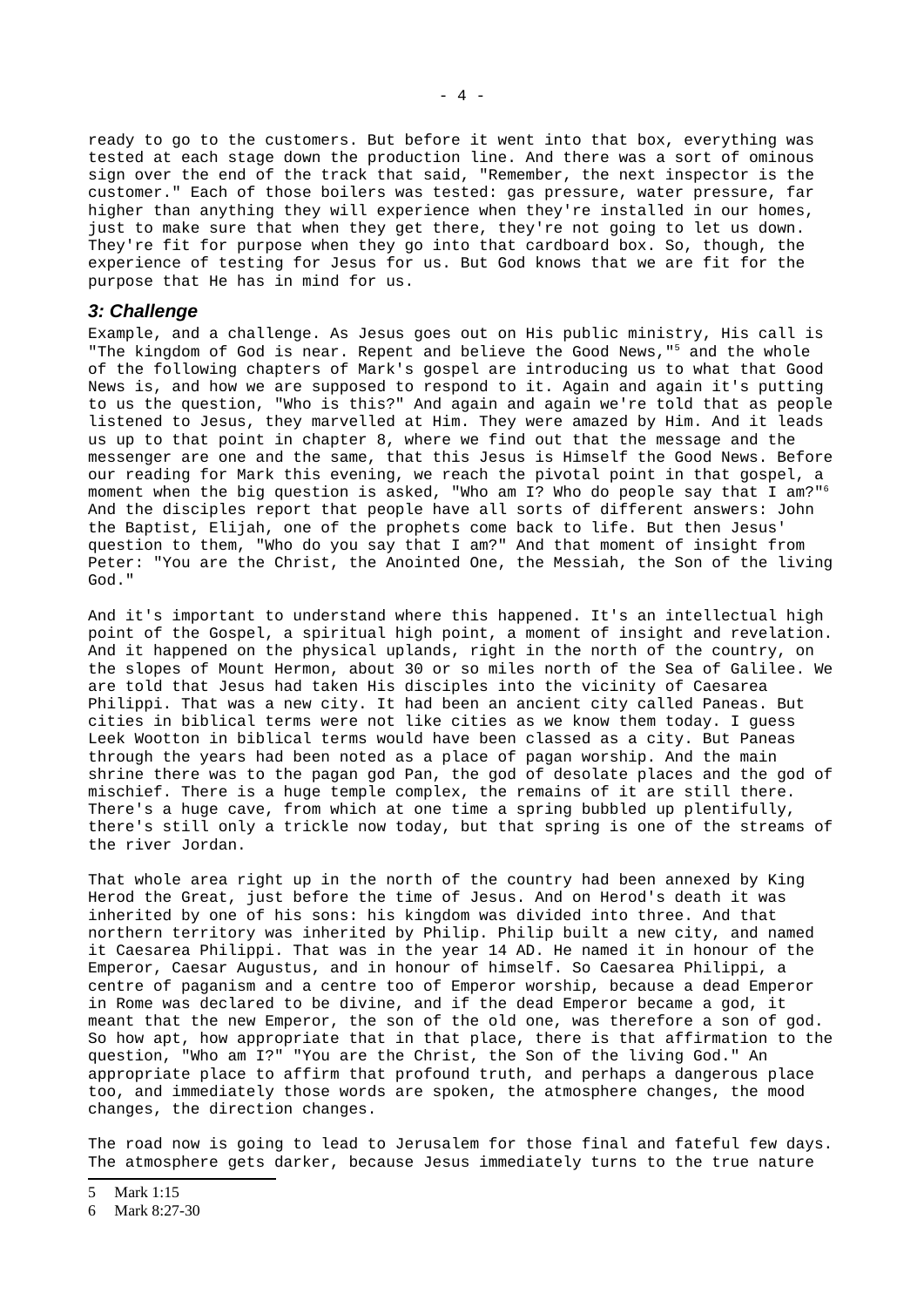ready to go to the customers. But before it went into that box, everything was tested at each stage down the production line. And there was a sort of ominous sign over the end of the track that said, "Remember, the next inspector is the customer." Each of those boilers was tested: gas pressure, water pressure, far higher than anything they will experience when they're installed in our homes, just to make sure that when they get there, they're not going to let us down. They're fit for purpose when they go into that cardboard box. So, though, the experience of testing for Jesus for us. But God knows that we are fit for the purpose that He has in mind for us.

### *3: Challenge*

Example, and a challenge. As Jesus goes out on His public ministry, His call is "The kingdom of God is near. Repent and believe the Good News,"[5] and the whole of the following chapters of Mark's gospel are introducing us to what that Good News is, and how we are supposed to respond to it. Again and again it's putting to us the question, "Who is this?" And again and again we're told that as people listened to Jesus, they marvelled at Him. They were amazed by Him. And it leads us up to that point in chapter 8, where we find out that the message and the messenger are one and the same, that this Jesus is Himself the Good News. Before our reading for Mark this evening, we reach the pivotal point in that gospel, a moment when the big question is asked, "Who am I? Who do people say that I am?"[6] And the disciples report that people have all sorts of different answers: John the Baptist, Elijah, one of the prophets come back to life. But then Jesus' question to them, "Who do you say that I am?" And that moment of insight from Peter: "You are the Christ, the Anointed One, the Messiah, the Son of the living God."

And it's important to understand where this happened. It's an intellectual high point of the Gospel, a spiritual high point, a moment of insight and revelation. And it happened on the physical uplands, right in the north of the country, on the slopes of Mount Hermon, about 30 or so miles north of the Sea of Galilee. We are told that Jesus had taken His disciples into the vicinity of Caesarea Philippi. That was a new city. It had been an ancient city called Paneas. But cities in biblical terms were not like cities as we know them today. I guess Leek Wootton in biblical terms would have been classed as a city. But Paneas through the years had been noted as a place of pagan worship. And the main shrine there was to the pagan god Pan, the god of desolate places and the god of mischief. There is a huge temple complex, the remains of it are still there. There's a huge cave, from which at one time a spring bubbled up plentifully, there's still only a trickle now today, but that spring is one of the streams of the river Jordan.

That whole area right up in the north of the country had been annexed by King Herod the Great, just before the time of Jesus. And on Herod's death it was inherited by one of his sons: his kingdom was divided into three. And that northern territory was inherited by Philip. Philip built a new city, and named it Caesarea Philippi. That was in the year 14 AD. He named it in honour of the Emperor, Caesar Augustus, and in honour of himself. So Caesarea Philippi, a centre of paganism and a centre too of Emperor worship, because a dead Emperor in Rome was declared to be divine, and if the dead Emperor became a god, it meant that the new Emperor, the son of the old one, was therefore a son of god. So how apt, how appropriate that in that place, there is that affirmation to the question, "Who am I?" "You are the Christ, the Son of the living God." An appropriate place to affirm that profound truth, and perhaps a dangerous place too, and immediately those words are spoken, the atmosphere changes, the mood changes, the direction changes.

The road now is going to lead to Jerusalem for those final and fateful few days. The atmosphere gets darker, because Jesus immediately turns to the true nature

---

5 Mark 1:15

6 Mark 8:27-30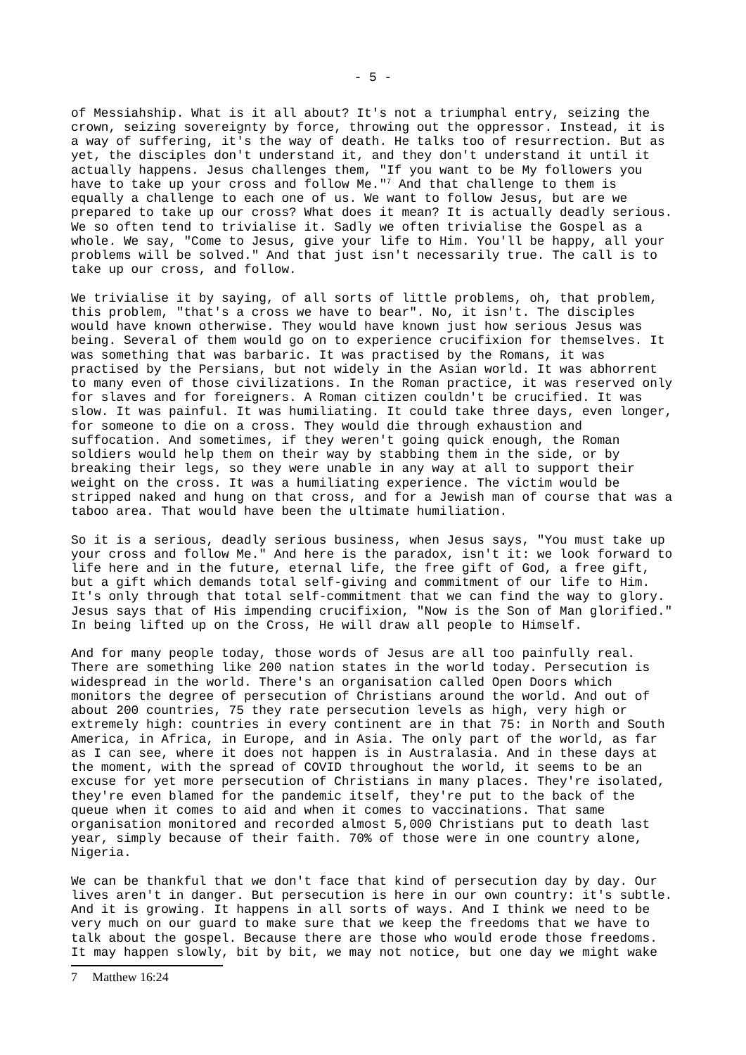of Messiahship. What is it all about? It's not a triumphal entry, seizing the crown, seizing sovereignty by force, throwing out the oppressor. Instead, it is a way of suffering, it's the way of death. He talks too of resurrection. But as yet, the disciples don't understand it, and they don't understand it until it actually happens. Jesus challenges them, "If you want to be My followers you have to take up your cross and follow Me."[7] And that challenge to them is equally a challenge to each one of us. We want to follow Jesus, but are we prepared to take up our cross? What does it mean? It is actually deadly serious. We so often tend to trivialise it. Sadly we often trivialise the Gospel as a whole. We say, "Come to Jesus, give your life to Him. You'll be happy, all your problems will be solved." And that just isn't necessarily true. The call is to take up our cross, and follow.

We trivialise it by saying, of all sorts of little problems, oh, that problem, this problem, "that's a cross we have to bear". No, it isn't. The disciples would have known otherwise. They would have known just how serious Jesus was being. Several of them would go on to experience crucifixion for themselves. It was something that was barbaric. It was practised by the Romans, it was practised by the Persians, but not widely in the Asian world. It was abhorrent to many even of those civilizations. In the Roman practice, it was reserved only for slaves and for foreigners. A Roman citizen couldn't be crucified. It was slow. It was painful. It was humiliating. It could take three days, even longer, for someone to die on a cross. They would die through exhaustion and suffocation. And sometimes, if they weren't going quick enough, the Roman soldiers would help them on their way by stabbing them in the side, or by breaking their legs, so they were unable in any way at all to support their weight on the cross. It was a humiliating experience. The victim would be stripped naked and hung on that cross, and for a Jewish man of course that was a taboo area. That would have been the ultimate humiliation.

So it is a serious, deadly serious business, when Jesus says, "You must take up your cross and follow Me." And here is the paradox, isn't it: we look forward to life here and in the future, eternal life, the free gift of God, a free gift, but a gift which demands total self-giving and commitment of our life to Him. It's only through that total self-commitment that we can find the way to glory. Jesus says that of His impending crucifixion, "Now is the Son of Man glorified." In being lifted up on the Cross, He will draw all people to Himself.

And for many people today, those words of Jesus are all too painfully real. There are something like 200 nation states in the world today. Persecution is widespread in the world. There's an organisation called Open Doors which monitors the degree of persecution of Christians around the world. And out of about 200 countries, 75 they rate persecution levels as high, very high or extremely high: countries in every continent are in that 75: in North and South America, in Africa, in Europe, and in Asia. The only part of the world, as far as I can see, where it does not happen is in Australasia. And in these days at the moment, with the spread of COVID throughout the world, it seems to be an excuse for yet more persecution of Christians in many places. They're isolated, they're even blamed for the pandemic itself, they're put to the back of the queue when it comes to aid and when it comes to vaccinations. That same organisation monitored and recorded almost 5,000 Christians put to death last year, simply because of their faith. 70% of those were in one country alone, Nigeria.

We can be thankful that we don't face that kind of persecution day by day. Our lives aren't in danger. But persecution is here in our own country: it's subtle. And it is growing. It happens in all sorts of ways. And I think we need to be very much on our guard to make sure that we keep the freedoms that we have to talk about the gospel. Because there are those who would erode those freedoms. It may happen slowly, bit by bit, we may not notice, but one day we might wake

---

7 Matthew 16:24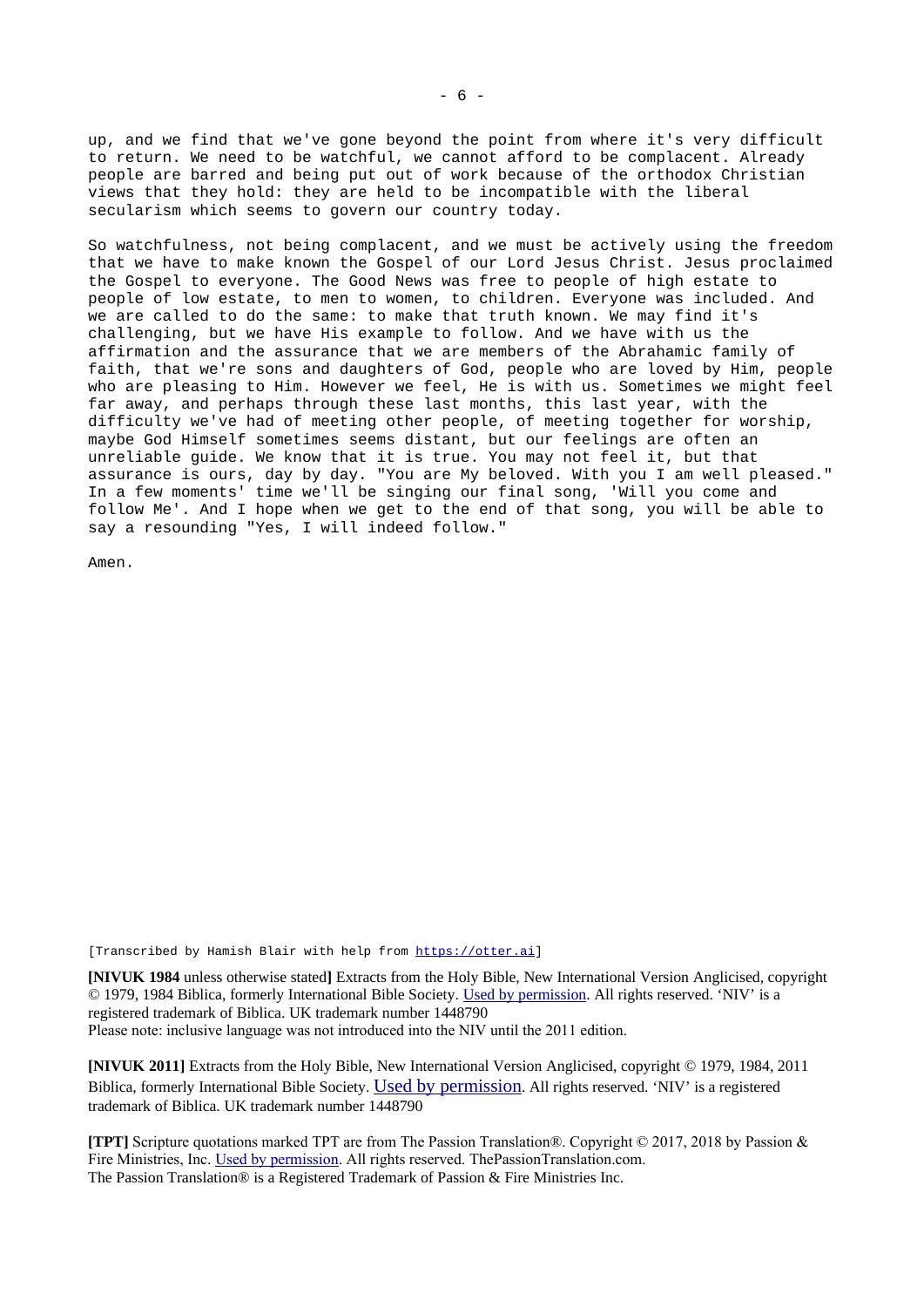up, and we find that we've gone beyond the point from where it's very difficult to return. We need to be watchful, we cannot afford to be complacent. Already people are barred and being put out of work because of the orthodox Christian views that they hold: they are held to be incompatible with the liberal secularism which seems to govern our country today.

So watchfulness, not being complacent, and we must be actively using the freedom that we have to make known the Gospel of our Lord Jesus Christ. Jesus proclaimed the Gospel to everyone. The Good News was free to people of high estate to people of low estate, to men to women, to children. Everyone was included. And we are called to do the same: to make that truth known. We may find it's challenging, but we have His example to follow. And we have with us the affirmation and the assurance that we are members of the Abrahamic family of faith, that we're sons and daughters of God, people who are loved by Him, people who are pleasing to Him. However we feel, He is with us. Sometimes we might feel far away, and perhaps through these last months, this last year, with the difficulty we've had of meeting other people, of meeting together for worship, maybe God Himself sometimes seems distant, but our feelings are often an unreliable guide. We know that it is true. You may not feel it, but that assurance is ours, day by day. "You are My beloved. With you I am well pleased." In a few moments' time we'll be singing our final song, 'Will you come and follow Me'. And I hope when we get to the end of that song, you will be able to say a resounding "Yes, I will indeed follow."

Amen.

[Transcribed by Hamish Blair with help from https://otter.ai]

**[NIVUK 1984** unless otherwise stated**]** Extracts from the Holy Bible, New International Version Anglicised, copyright © 1979, 1984 Biblica, formerly International Bible Society. Used by permission. All rights reserved. 'NIV' is a registered trademark of Biblica. UK trademark number 1448790
Please note: inclusive language was not introduced into the NIV until the 2011 edition.

**[NIVUK 2011]** Extracts from the Holy Bible, New International Version Anglicised, copyright © 1979, 1984, 2011 Biblica, formerly International Bible Society. Used by permission. All rights reserved. 'NIV' is a registered trademark of Biblica. UK trademark number 1448790

**[TPT]** Scripture quotations marked TPT are from The Passion Translation®. Copyright © 2017, 2018 by Passion & Fire Ministries, Inc. Used by permission. All rights reserved. ThePassionTranslation.com.
The Passion Translation® is a Registered Trademark of Passion & Fire Ministries Inc.